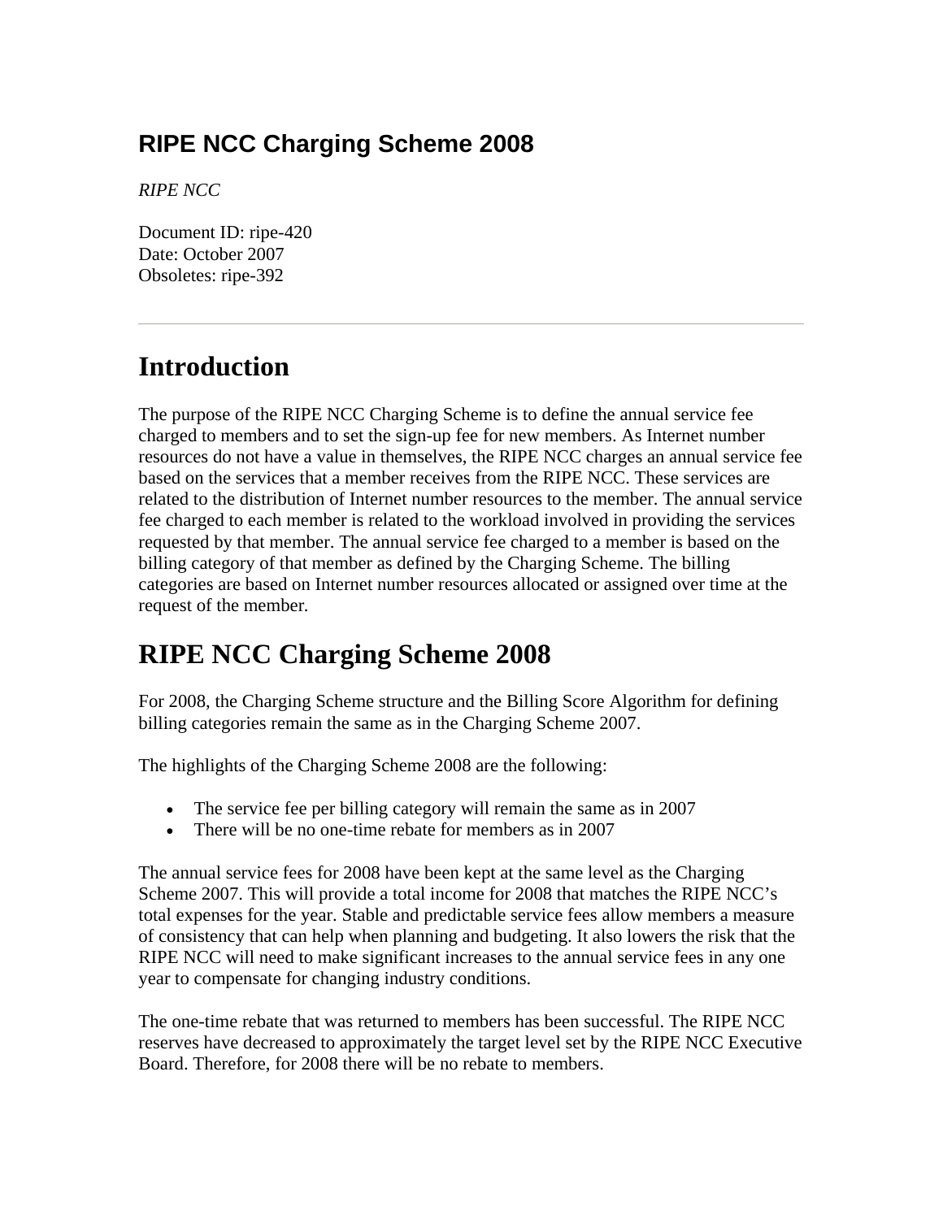# RIPE NCC Charging Scheme 2008

*RIPE NCC*

Document ID: ripe-420
Date: October 2007
Obsoletes: ripe-392

---

## Introduction

The purpose of the RIPE NCC Charging Scheme is to define the annual service fee charged to members and to set the sign-up fee for new members. As Internet number resources do not have a value in themselves, the RIPE NCC charges an annual service fee based on the services that a member receives from the RIPE NCC. These services are related to the distribution of Internet number resources to the member. The annual service fee charged to each member is related to the workload involved in providing the services requested by that member. The annual service fee charged to a member is based on the billing category of that member as defined by the Charging Scheme. The billing categories are based on Internet number resources allocated or assigned over time at the request of the member.

## RIPE NCC Charging Scheme 2008

For 2008, the Charging Scheme structure and the Billing Score Algorithm for defining billing categories remain the same as in the Charging Scheme 2007.

The highlights of the Charging Scheme 2008 are the following:

- The service fee per billing category will remain the same as in 2007
- There will be no one-time rebate for members as in 2007

The annual service fees for 2008 have been kept at the same level as the Charging Scheme 2007. This will provide a total income for 2008 that matches the RIPE NCC's total expenses for the year. Stable and predictable service fees allow members a measure of consistency that can help when planning and budgeting. It also lowers the risk that the RIPE NCC will need to make significant increases to the annual service fees in any one year to compensate for changing industry conditions.

The one-time rebate that was returned to members has been successful. The RIPE NCC reserves have decreased to approximately the target level set by the RIPE NCC Executive Board. Therefore, for 2008 there will be no rebate to members.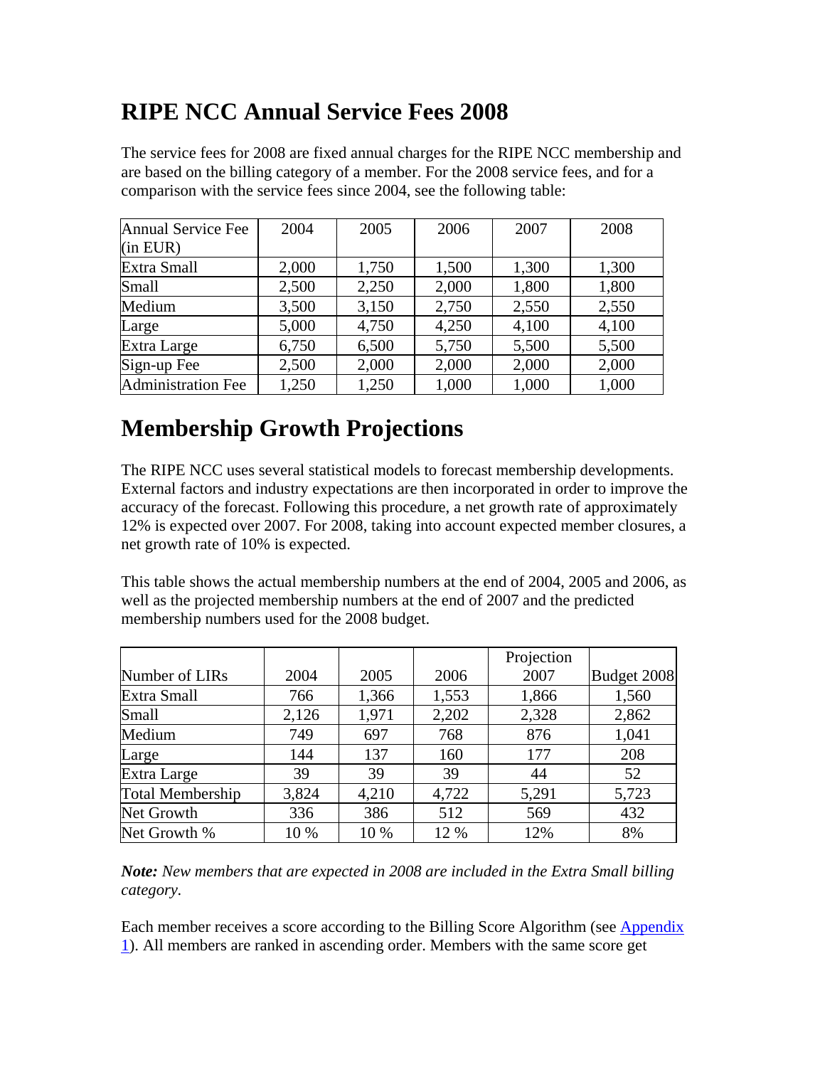# RIPE NCC Annual Service Fees 2008

The service fees for 2008 are fixed annual charges for the RIPE NCC membership and are based on the billing category of a member. For the 2008 service fees, and for a comparison with the service fees since 2004, see the following table:

| Annual Service Fee (in EUR) | 2004 | 2005 | 2006 | 2007 | 2008 |
|---|---|---|---|---|---|
| Extra Small | 2,000 | 1,750 | 1,500 | 1,300 | 1,300 |
| Small | 2,500 | 2,250 | 2,000 | 1,800 | 1,800 |
| Medium | 3,500 | 3,150 | 2,750 | 2,550 | 2,550 |
| Large | 5,000 | 4,750 | 4,250 | 4,100 | 4,100 |
| Extra Large | 6,750 | 6,500 | 5,750 | 5,500 | 5,500 |
| Sign-up Fee | 2,500 | 2,000 | 2,000 | 2,000 | 2,000 |
| Administration Fee | 1,250 | 1,250 | 1,000 | 1,000 | 1,000 |

# Membership Growth Projections

The RIPE NCC uses several statistical models to forecast membership developments. External factors and industry expectations are then incorporated in order to improve the accuracy of the forecast. Following this procedure, a net growth rate of approximately 12% is expected over 2007. For 2008, taking into account expected member closures, a net growth rate of 10% is expected.

This table shows the actual membership numbers at the end of 2004, 2005 and 2006, as well as the projected membership numbers at the end of 2007 and the predicted membership numbers used for the 2008 budget.

| Number of LIRs | 2004 | 2005 | 2006 | Projection 2007 | Budget 2008 |
|---|---|---|---|---|---|
| Extra Small | 766 | 1,366 | 1,553 | 1,866 | 1,560 |
| Small | 2,126 | 1,971 | 2,202 | 2,328 | 2,862 |
| Medium | 749 | 697 | 768 | 876 | 1,041 |
| Large | 144 | 137 | 160 | 177 | 208 |
| Extra Large | 39 | 39 | 39 | 44 | 52 |
| Total Membership | 3,824 | 4,210 | 4,722 | 5,291 | 5,723 |
| Net Growth | 336 | 386 | 512 | 569 | 432 |
| Net Growth % | 10 % | 10 % | 12 % | 12% | 8% |

***Note:*** *New members that are expected in 2008 are included in the Extra Small billing category.*

Each member receives a score according to the Billing Score Algorithm (see Appendix 1). All members are ranked in ascending order. Members with the same score get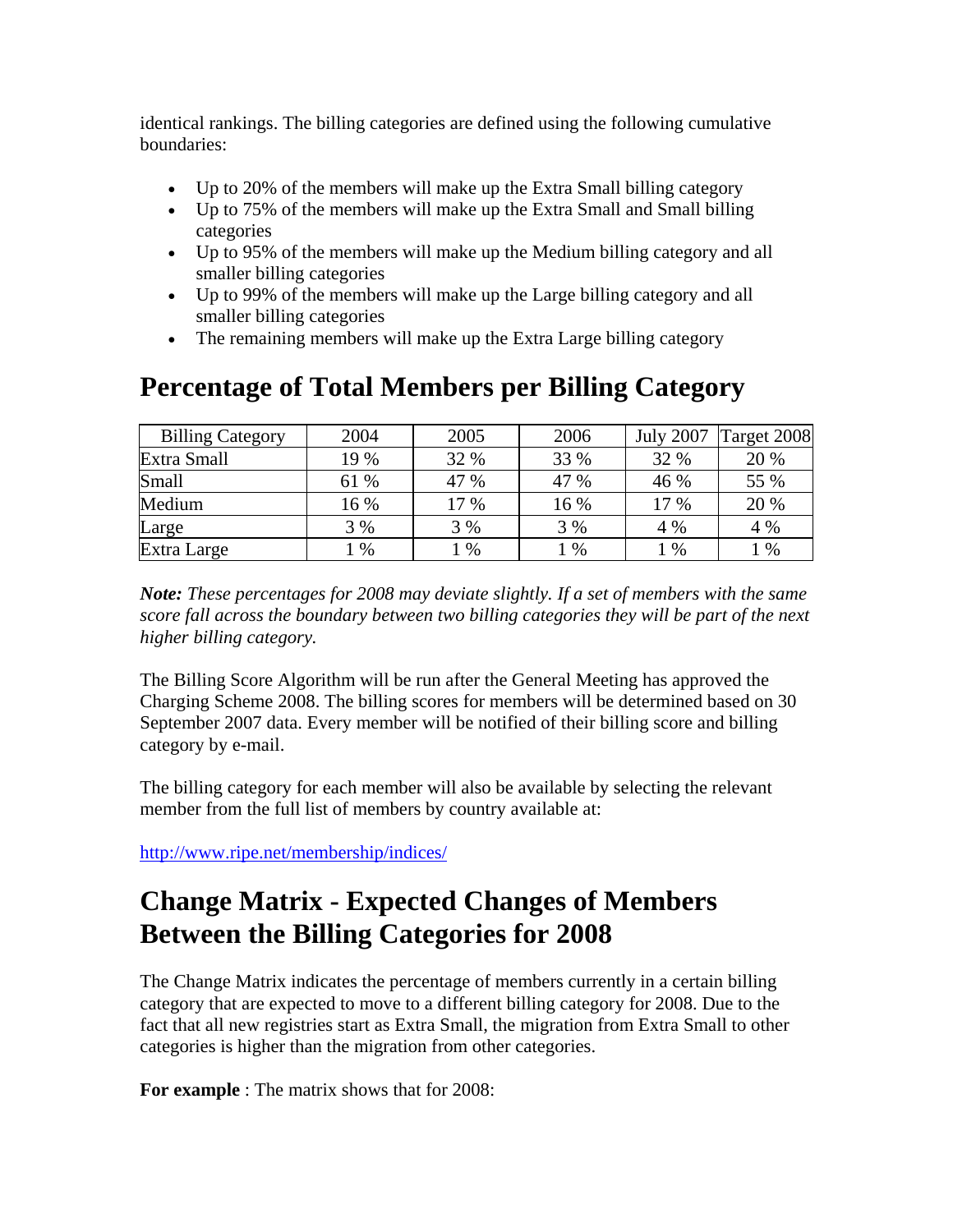identical rankings. The billing categories are defined using the following cumulative boundaries:

- Up to 20% of the members will make up the Extra Small billing category
- Up to 75% of the members will make up the Extra Small and Small billing categories
- Up to 95% of the members will make up the Medium billing category and all smaller billing categories
- Up to 99% of the members will make up the Large billing category and all smaller billing categories
- The remaining members will make up the Extra Large billing category

# Percentage of Total Members per Billing Category

| Billing Category | 2004 | 2005 | 2006 | July 2007 | Target 2008 |
|---|---|---|---|---|---|
| Extra Small | 19 % | 32 % | 33 % | 32 % | 20 % |
| Small | 61 % | 47 % | 47 % | 46 % | 55 % |
| Medium | 16 % | 17 % | 16 % | 17 % | 20 % |
| Large | 3 % | 3 % | 3 % | 4 % | 4 % |
| Extra Large | 1 % | 1 % | 1 % | 1 % | 1 % |

***Note:*** *These percentages for 2008 may deviate slightly. If a set of members with the same score fall across the boundary between two billing categories they will be part of the next higher billing category.*

The Billing Score Algorithm will be run after the General Meeting has approved the Charging Scheme 2008. The billing scores for members will be determined based on 30 September 2007 data. Every member will be notified of their billing score and billing category by e-mail.

The billing category for each member will also be available by selecting the relevant member from the full list of members by country available at:

http://www.ripe.net/membership/indices/

# Change Matrix - Expected Changes of Members Between the Billing Categories for 2008

The Change Matrix indicates the percentage of members currently in a certain billing category that are expected to move to a different billing category for 2008. Due to the fact that all new registries start as Extra Small, the migration from Extra Small to other categories is higher than the migration from other categories.

**For example** : The matrix shows that for 2008: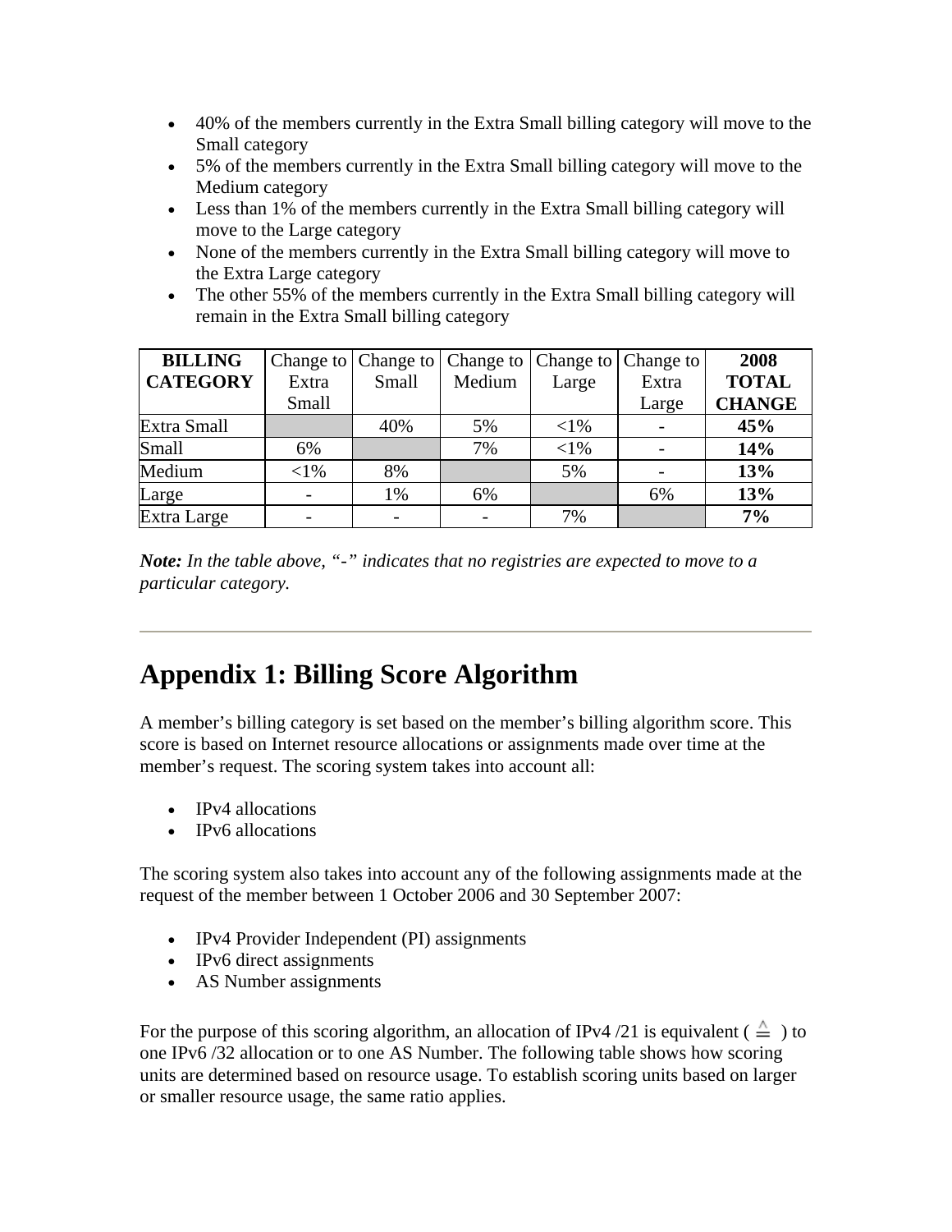- 40% of the members currently in the Extra Small billing category will move to the Small category
- 5% of the members currently in the Extra Small billing category will move to the Medium category
- Less than 1% of the members currently in the Extra Small billing category will move to the Large category
- None of the members currently in the Extra Small billing category will move to the Extra Large category
- The other 55% of the members currently in the Extra Small billing category will remain in the Extra Small billing category

| **BILLING CATEGORY** | Change to Extra Small | Change to Small | Change to Medium | Change to Large | Change to Extra Large | **2008 TOTAL CHANGE** |
|---|---|---|---|---|---|---|
| Extra Small | | 40% | 5% | <1% | - | **45%** |
| Small | 6% | | 7% | <1% | - | **14%** |
| Medium | <1% | 8% | | 5% | - | **13%** |
| Large | - | 1% | 6% | | 6% | **13%** |
| Extra Large | - | - | - | 7% | | **7%** |

***Note:*** *In the table above, "-" indicates that no registries are expected to move to a particular category.*

---

# Appendix 1: Billing Score Algorithm

A member's billing category is set based on the member's billing algorithm score. This score is based on Internet resource allocations or assignments made over time at the member's request. The scoring system takes into account all:

- IPv4 allocations
- IPv6 allocations

The scoring system also takes into account any of the following assignments made at the request of the member between 1 October 2006 and 30 September 2007:

- IPv4 Provider Independent (PI) assignments
- IPv6 direct assignments
- AS Number assignments

For the purpose of this scoring algorithm, an allocation of IPv4 /21 is equivalent ( $\triangleq$ ) to one IPv6 /32 allocation or to one AS Number. The following table shows how scoring units are determined based on resource usage. To establish scoring units based on larger or smaller resource usage, the same ratio applies.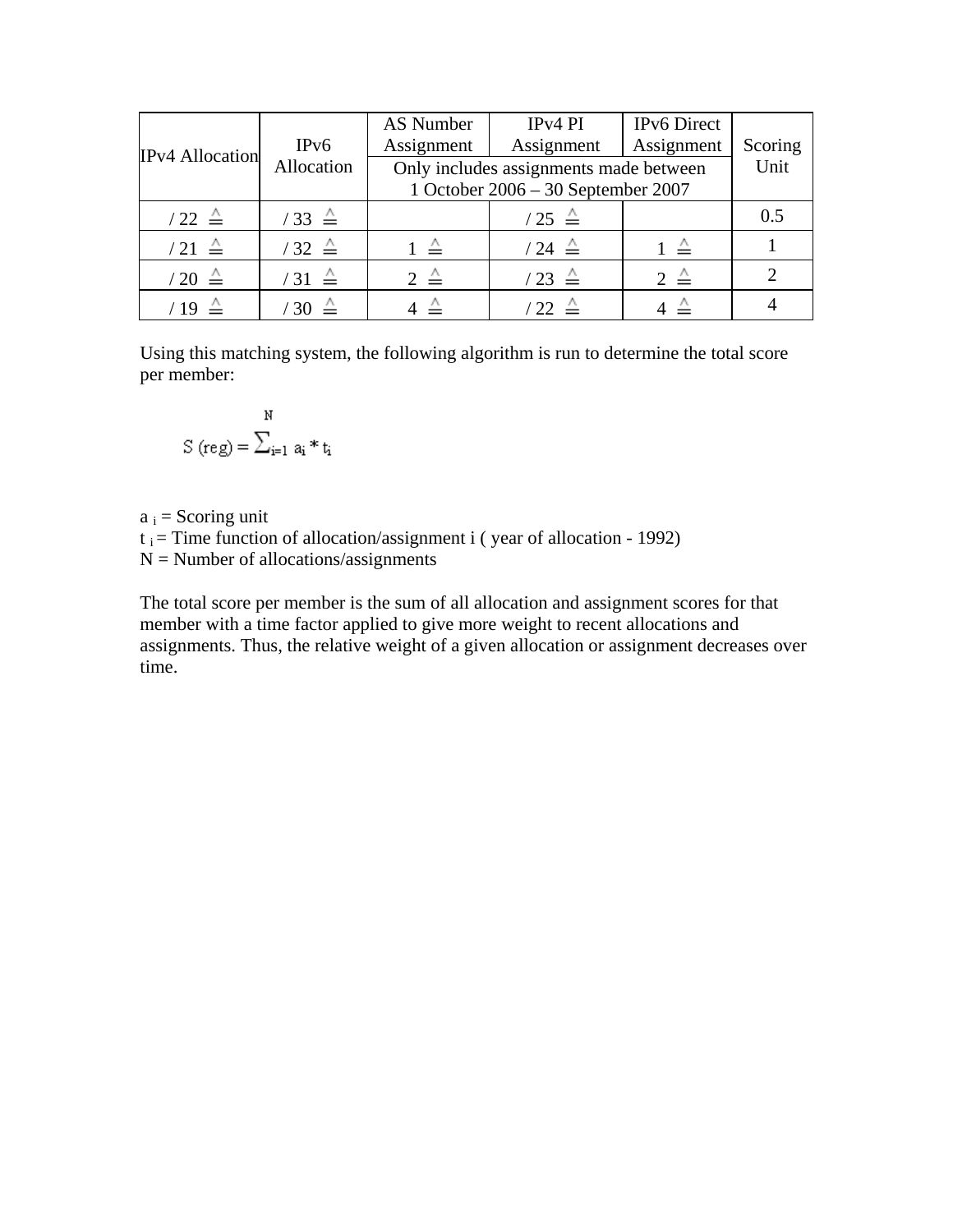| IPv4 Allocation | IPv6 Allocation | AS Number Assignment | IPv4 PI Assignment | IPv6 Direct Assignment | Scoring Unit |
|---|---|---|---|---|---|
| | | Only includes assignments made between 1 October 2006 – 30 September 2007 | | | |
| / 22 ≙ | / 33 ≙ | | / 25 ≙ | | 0.5 |
| / 21 ≙ | / 32 ≙ | 1 ≙ | / 24 ≙ | 1 ≙ | 1 |
| / 20 ≙ | / 31 ≙ | 2 ≙ | / 23 ≙ | 2 ≙ | 2 |
| / 19 ≙ | / 30 ≙ | 4 ≙ | / 22 ≙ | 4 ≙ | 4 |

Using this matching system, the following algorithm is run to determine the total score per member:

$$S\,(\text{reg}) = \sum_{i=1}^{N} a_i * t_i$$

$a_i$ = Scoring unit  
$t_i$ = Time function of allocation/assignment i ( year of allocation - 1992)  
N = Number of allocations/assignments

The total score per member is the sum of all allocation and assignment scores for that member with a time factor applied to give more weight to recent allocations and assignments. Thus, the relative weight of a given allocation or assignment decreases over time.